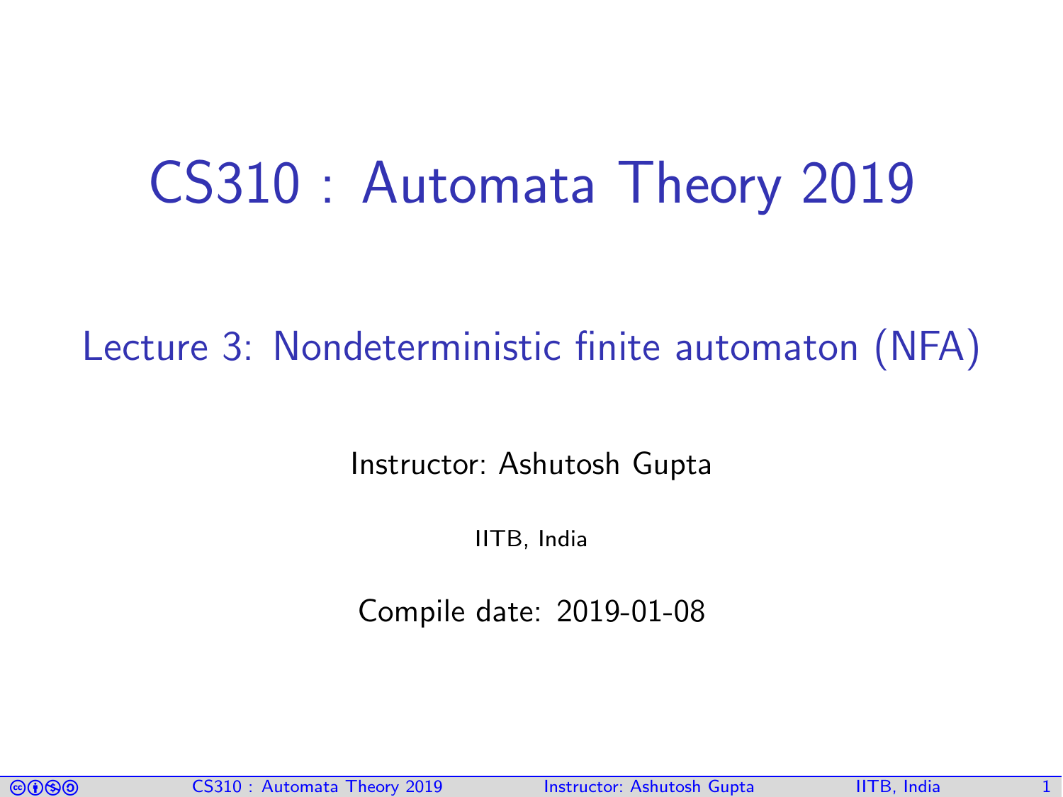# CS310 : Automata Theory 2019

## Lecture 3: Nondeterministic finite automaton (NFA)

Instructor: Ashutosh Gupta

IITB, India

Compile date: 2019-01-08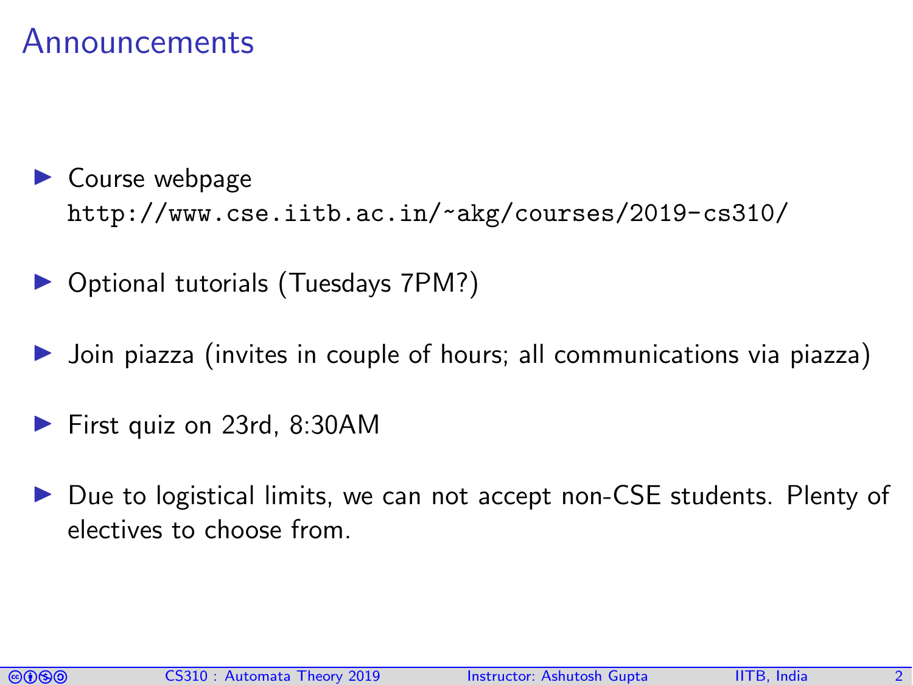# Announcements

- Course webpage
  `http://www.cse.iitb.ac.in/~akg/courses/2019-cs310/`
- Optional tutorials (Tuesdays 7PM?)
- Join piazza (invites in couple of hours; all communications via piazza)
- First quiz on 23rd, 8:30AM
- Due to logistical limits, we can not accept non-CSE students. Plenty of electives to choose from.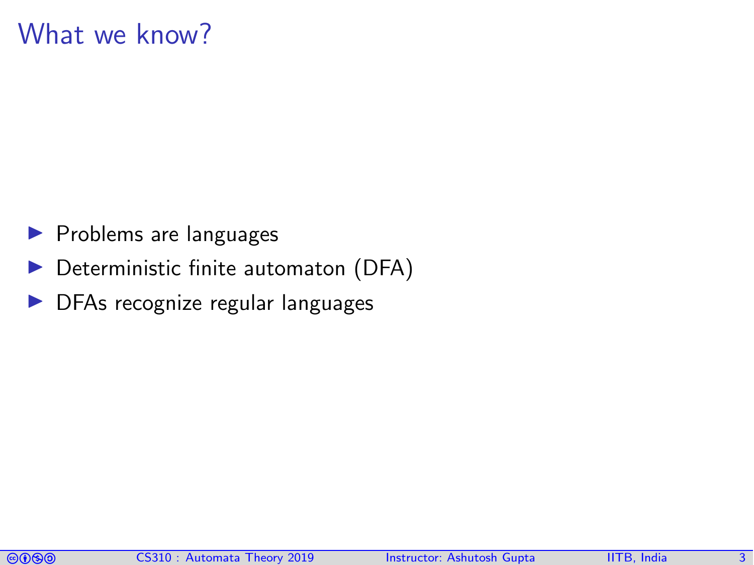# What we know?

- Problems are languages
- Deterministic finite automaton (DFA)
- DFAs recognize regular languages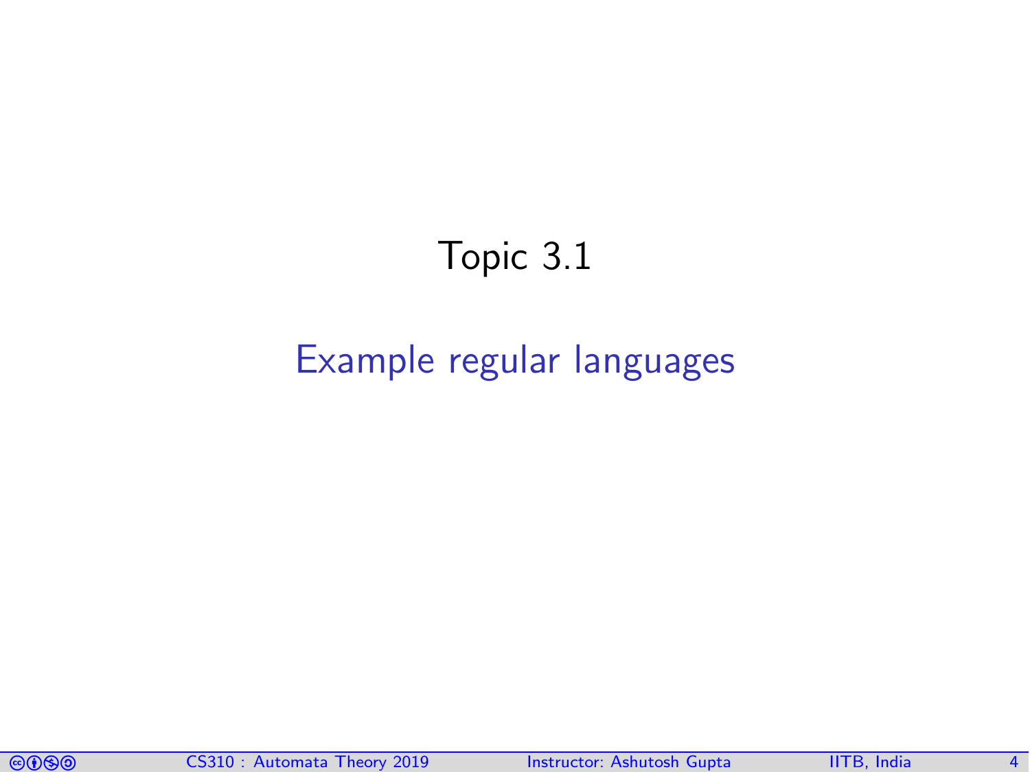# Topic 3.1

## Example regular languages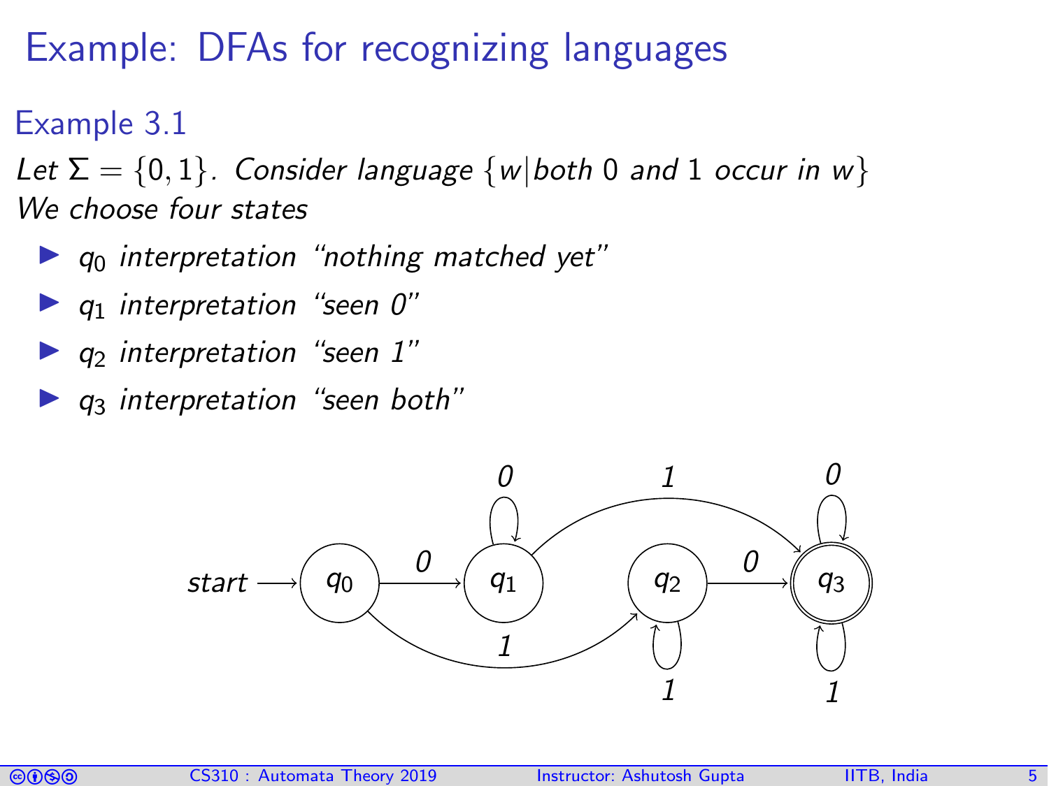# Example: DFAs for recognizing languages

## Example 3.1

*Let* $\Sigma = \{0, 1\}$*. Consider language* $\{w | \textit{both } 0 \textit{ and } 1 \textit{ occur in } w\}$

*We choose four states*

- $q_0$ *interpretation "nothing matched yet"*
- $q_1$ *interpretation "seen 0"*
- $q_2$ *interpretation "seen 1"*
- $q_3$ *interpretation "seen both"*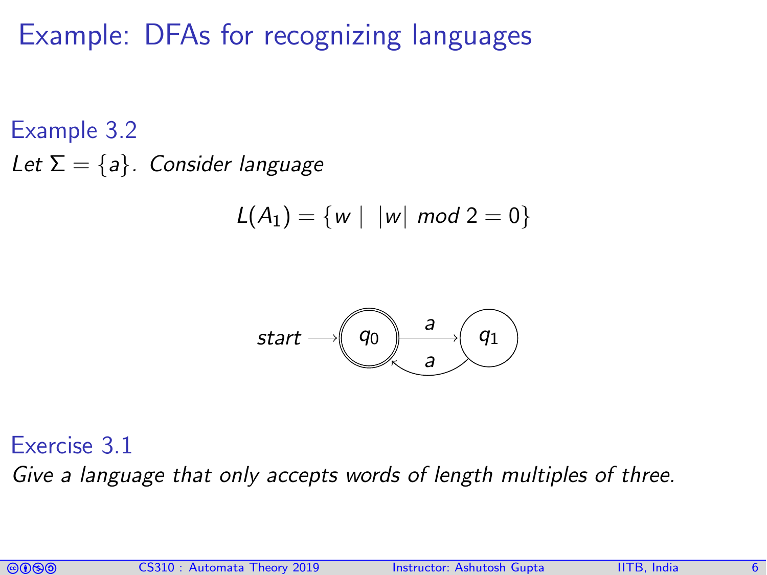# Example: DFAs for recognizing languages

### Example 3.2

*Let $\Sigma = \{a\}$. Consider language*

$$L(A_1) = \{w \mid \ |w| \ mod\ 2 = 0\}$$

start → $q_0$ (accepting) —$a$→ $q_1$ —$a$→ $q_0$

### Exercise 3.1

*Give a language that only accepts words of length multiples of three.*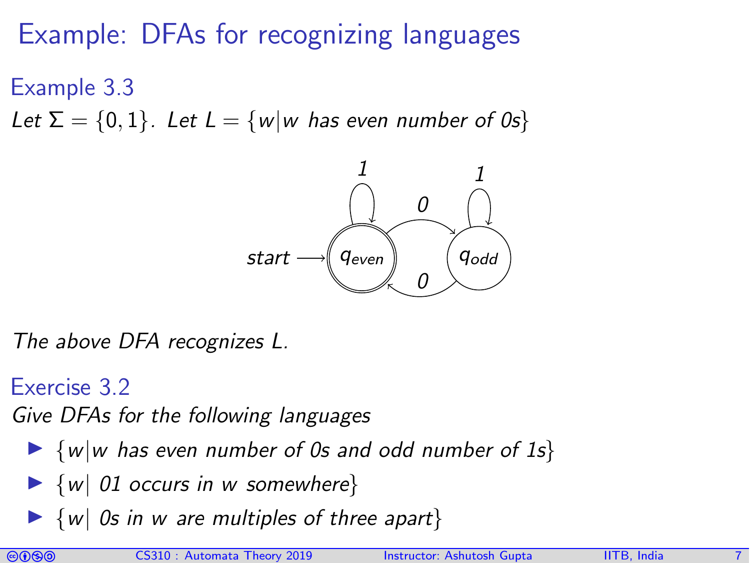# Example: DFAs for recognizing languages

### Example 3.3

*Let $\Sigma = \{0, 1\}$. Let $L = \{w | w$ has even number of 0s$\}$*

*The above DFA recognizes L.*

### Exercise 3.2

*Give DFAs for the following languages*

- $\{w | w$ *has even number of 0s and odd number of 1s*$\}$
- $\{w |$ *01 occurs in w somewhere*$\}$
- $\{w |$ *0s in w are multiples of three apart*$\}$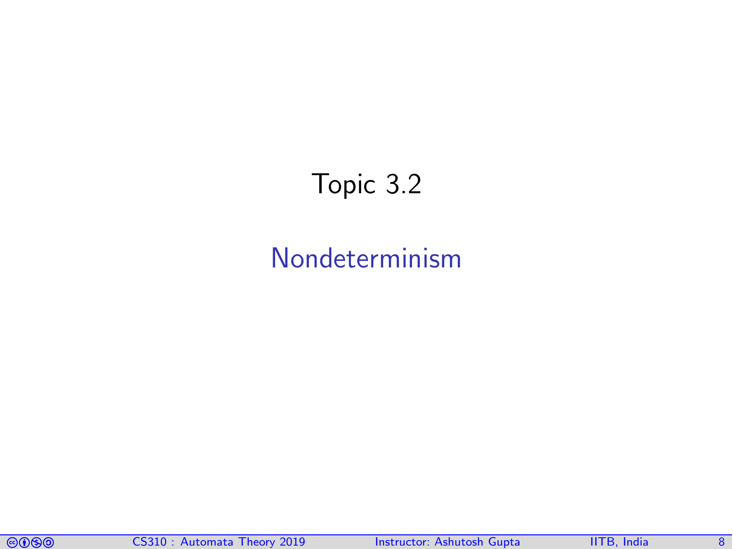# Topic 3.2

## Nondeterminism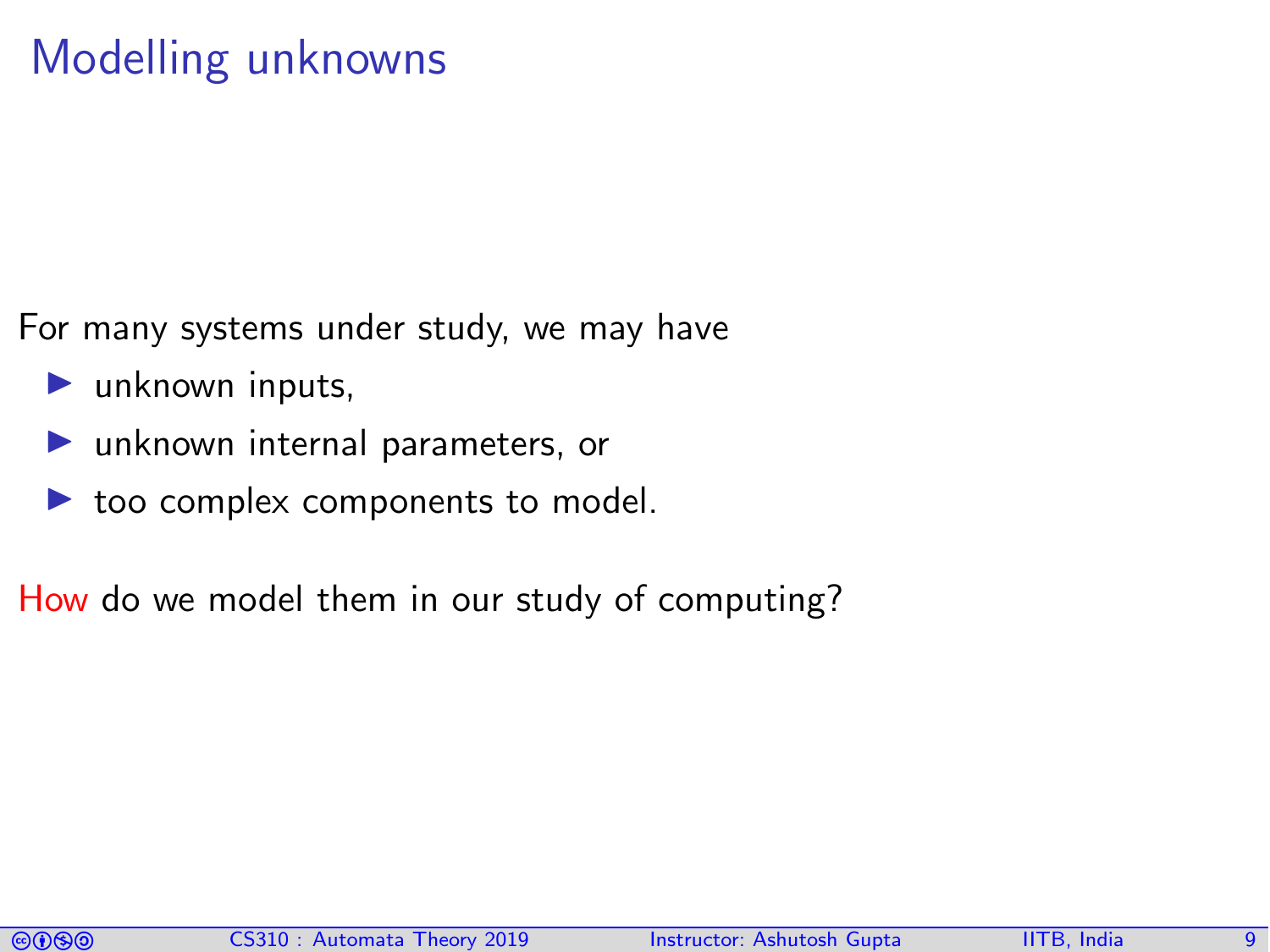# Modelling unknowns

For many systems under study, we may have

- unknown inputs,
- unknown internal parameters, or
- too complex components to model.

How do we model them in our study of computing?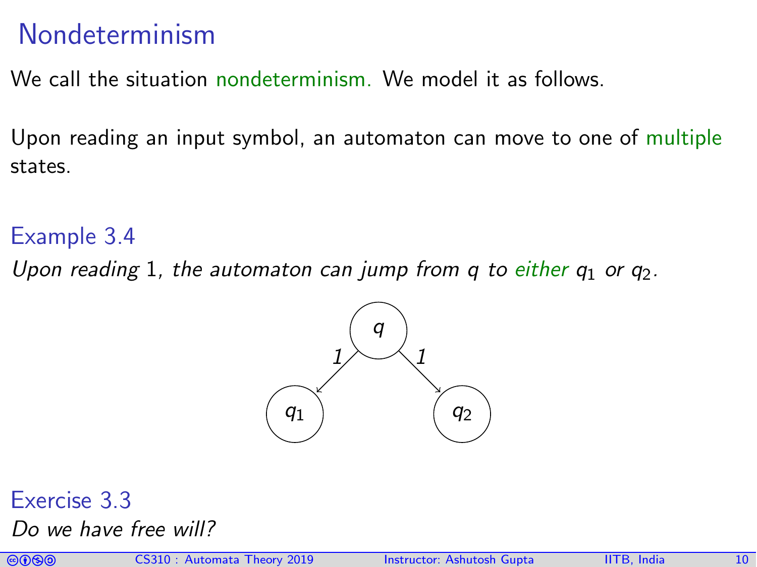# Nondeterminism

We call the situation nondeterminism. We model it as follows.

Upon reading an input symbol, an automaton can move to one of multiple states.

### Example 3.4

*Upon reading* 1*, the automaton can jump from $q$ to either $q_1$ or $q_2$.*

### Exercise 3.3

*Do we have free will?*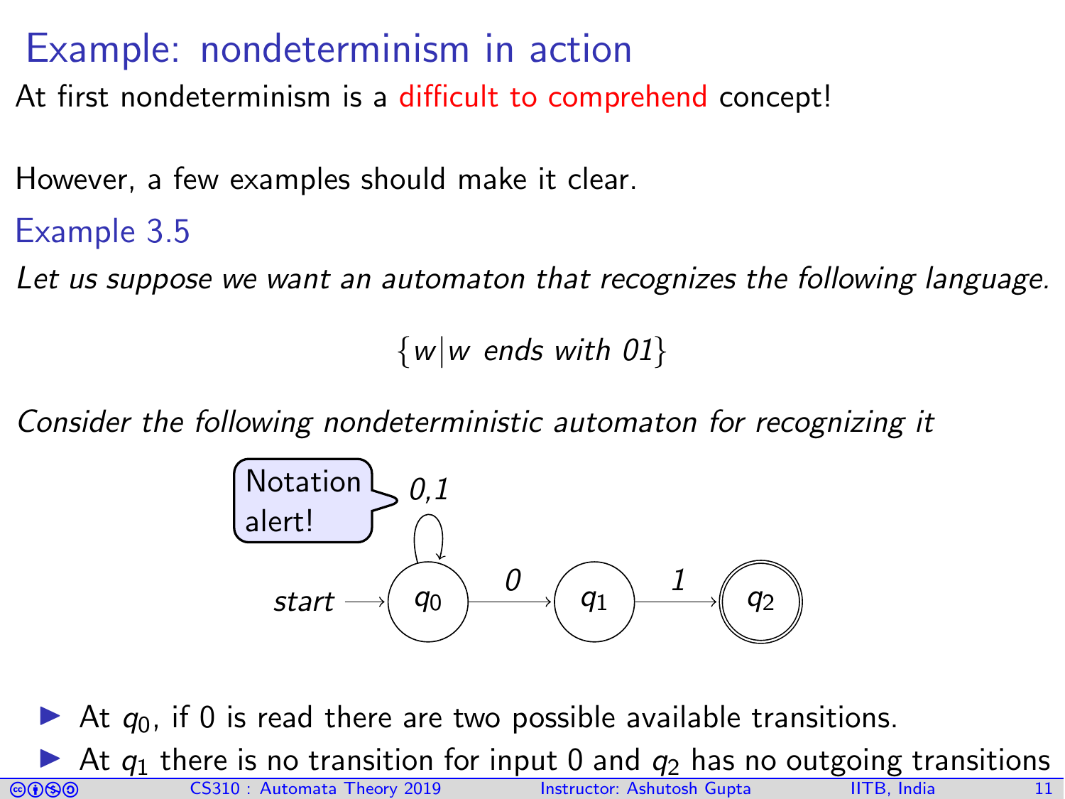# Example: nondeterminism in action

At first nondeterminism is a difficult to comprehend concept!

However, a few examples should make it clear.

### Example 3.5

*Let us suppose we want an automaton that recognizes the following language.*

$$\{w | w \text{ ends with } 01\}$$

*Consider the following nondeterministic automaton for recognizing it*

Notation alert!

start → $q_0$ (self-loop on 0,1) —0→ $q_1$ —1→ $q_2$ (accepting)

- At $q_0$, if 0 is read there are two possible available transitions.
- At $q_1$ there is no transition for input 0 and $q_2$ has no outgoing transitions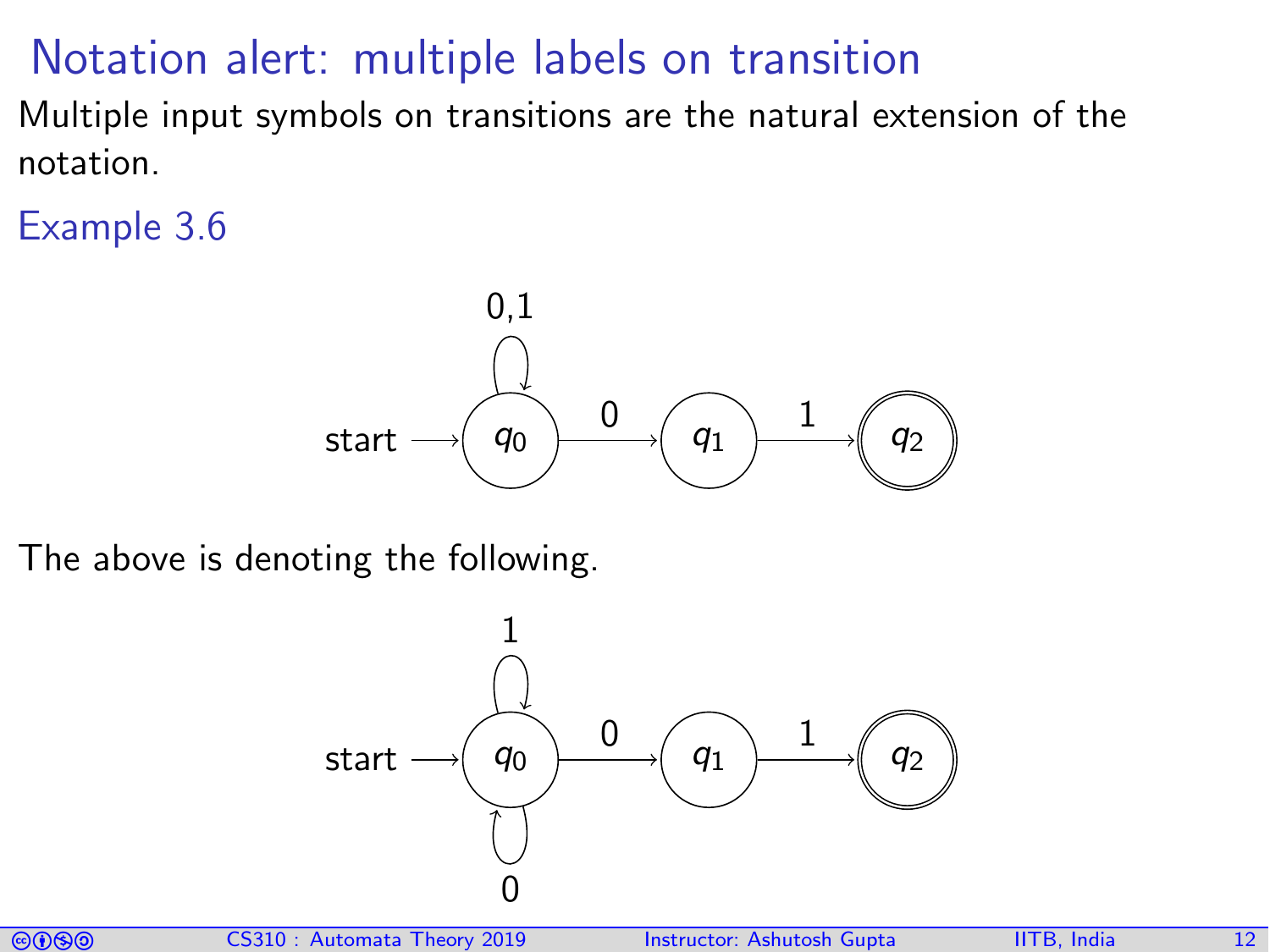# Notation alert: multiple labels on transition

Multiple input symbols on transitions are the natural extension of the notation.

## Example 3.6

start → $q_0$ (self-loop: 0,1) —0→ $q_1$ —1→ $q_2$ (accepting)

The above is denoting the following.

start → $q_0$ (self-loop: 1; self-loop: 0) —0→ $q_1$ —1→ $q_2$ (accepting)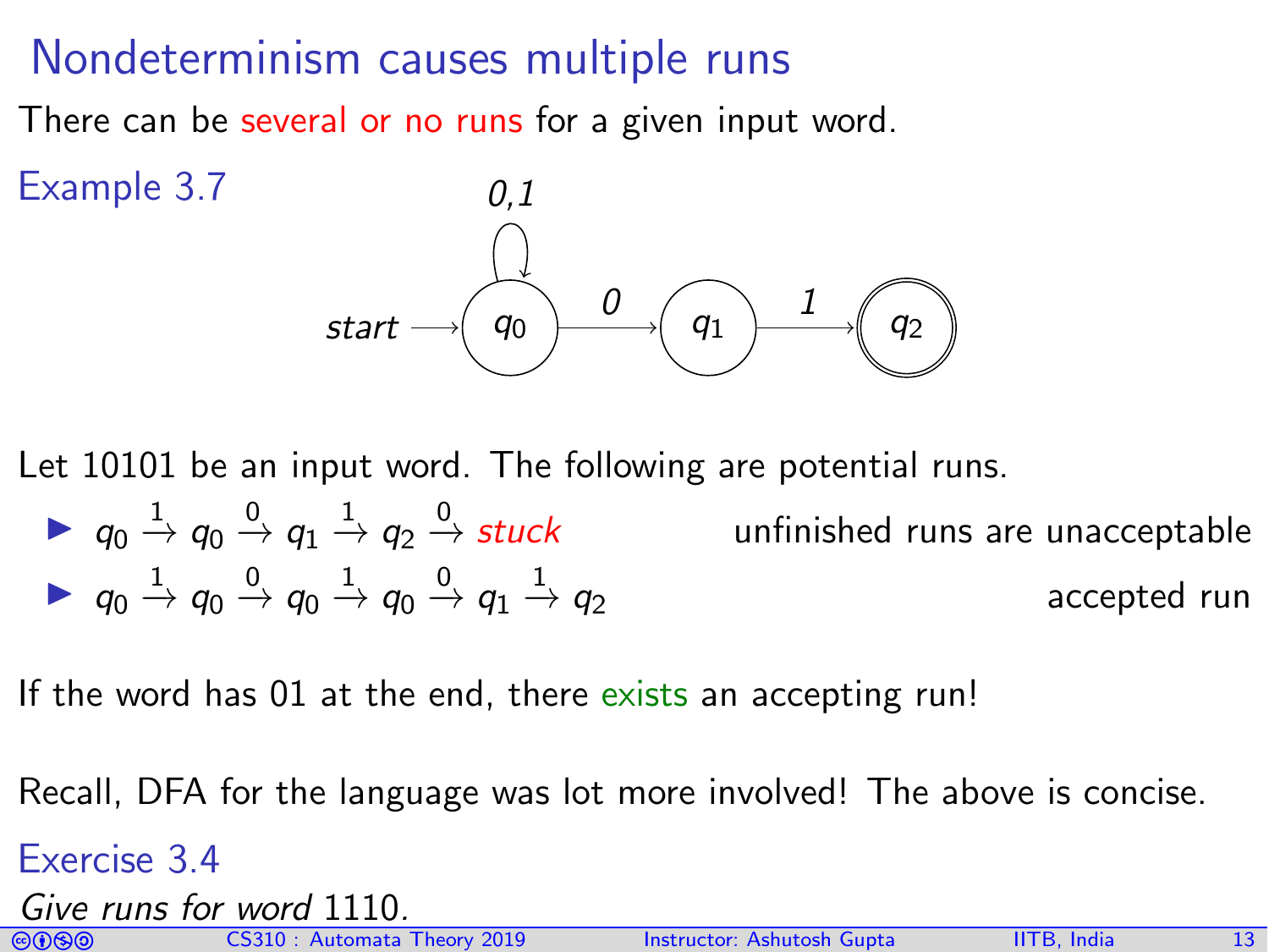# Nondeterminism causes multiple runs

There can be several or no runs for a given input word.

**Example 3.7**

Let 10101 be an input word. The following are potential runs.

- $q_0 \xrightarrow{1} q_0 \xrightarrow{0} q_1 \xrightarrow{1} q_2 \xrightarrow{0}$ *stuck* — unfinished runs are unacceptable
- $q_0 \xrightarrow{1} q_0 \xrightarrow{0} q_0 \xrightarrow{1} q_0 \xrightarrow{0} q_1 \xrightarrow{1} q_2$ — accepted run

If the word has 01 at the end, there exists an accepting run!

Recall, DFA for the language was lot more involved! The above is concise.

**Exercise 3.4**

*Give runs for word* 1110.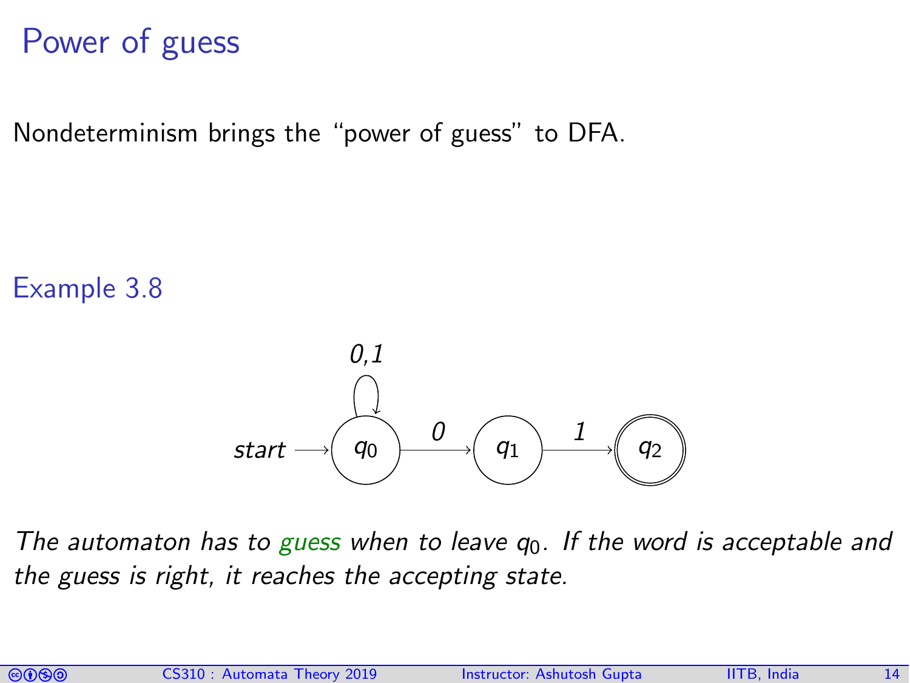# Power of guess

Nondeterminism brings the “power of guess” to DFA.

## Example 3.8

*The automaton has to guess when to leave $q_0$. If the word is acceptable and the guess is right, it reaches the accepting state.*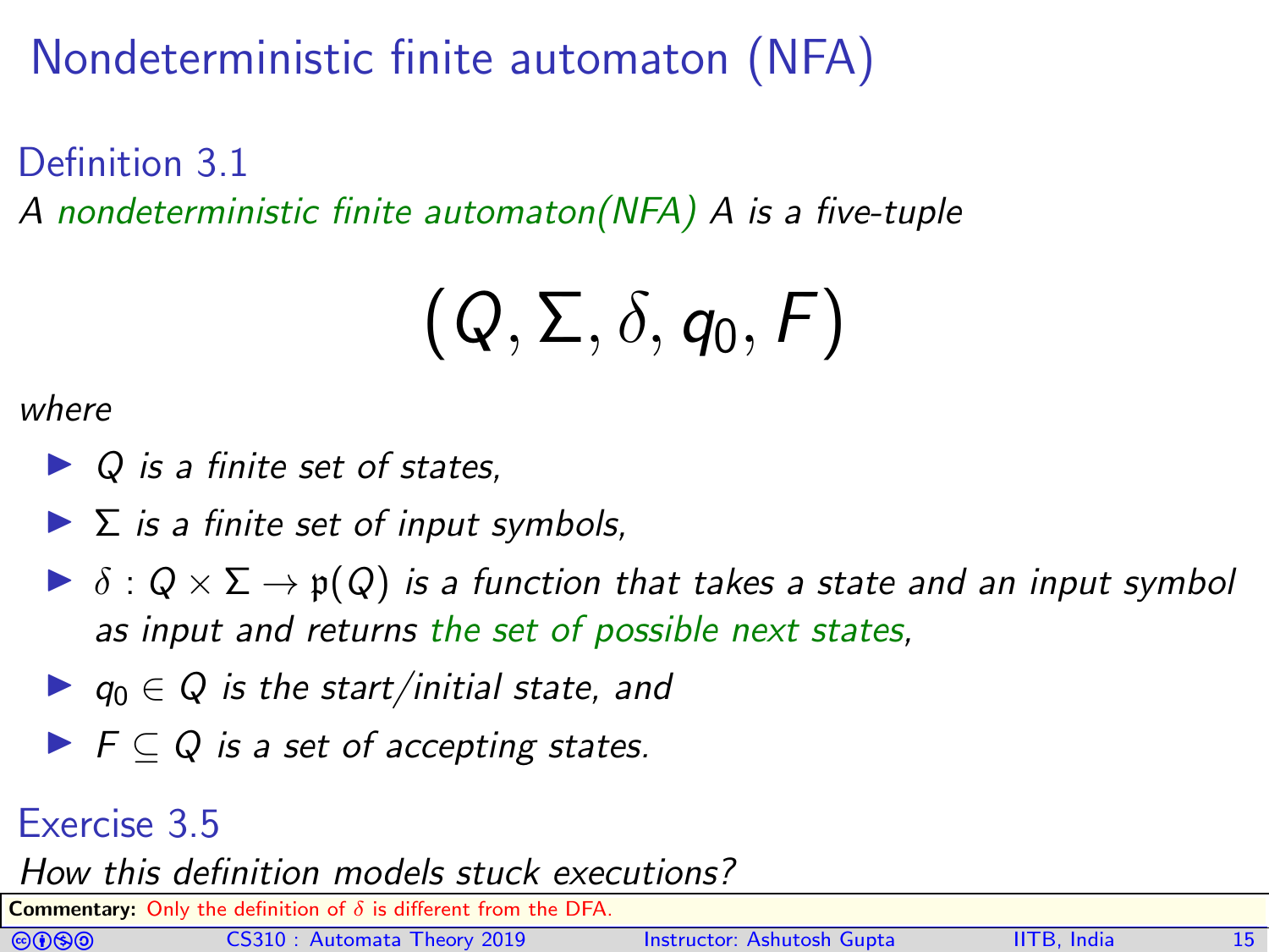# Nondeterministic finite automaton (NFA)

## Definition 3.1

*A nondeterministic finite automaton(NFA) A is a five-tuple*

$$(Q, \Sigma, \delta, q_0, F)$$

*where*

- *$Q$ is a finite set of states,*
- *$\Sigma$ is a finite set of input symbols,*
- *$\delta : Q \times \Sigma \rightarrow \mathfrak{p}(Q)$ is a function that takes a state and an input symbol as input and returns the set of possible next states,*
- *$q_0 \in Q$ is the start/initial state, and*
- *$F \subseteq Q$ is a set of accepting states.*

## Exercise 3.5

*How this definition models stuck executions?*

**Commentary:** Only the definition of $\delta$ is different from the DFA.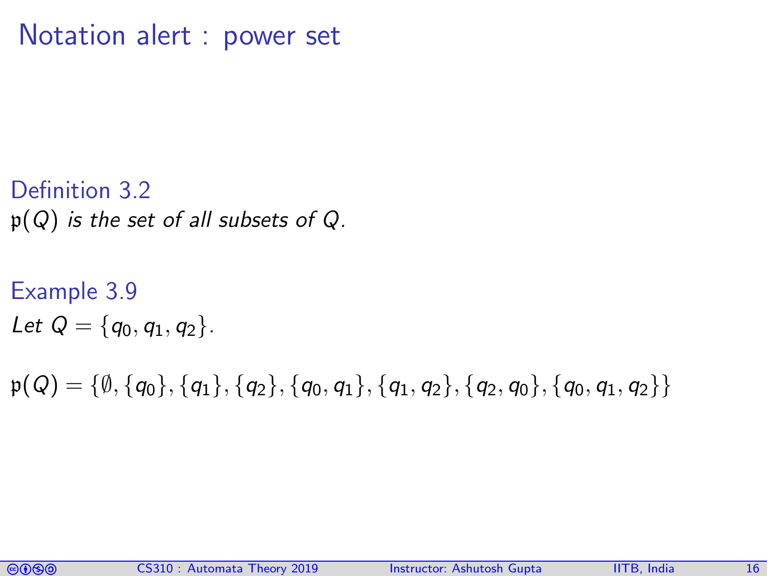# Notation alert : power set

**Definition 3.2**

$\mathfrak{p}(Q)$ *is the set of all subsets of* $Q$.

**Example 3.9**

*Let* $Q = \{q_0, q_1, q_2\}$.

$$\mathfrak{p}(Q) = \{\emptyset, \{q_0\}, \{q_1\}, \{q_2\}, \{q_0, q_1\}, \{q_1, q_2\}, \{q_2, q_0\}, \{q_0, q_1, q_2\}\}$$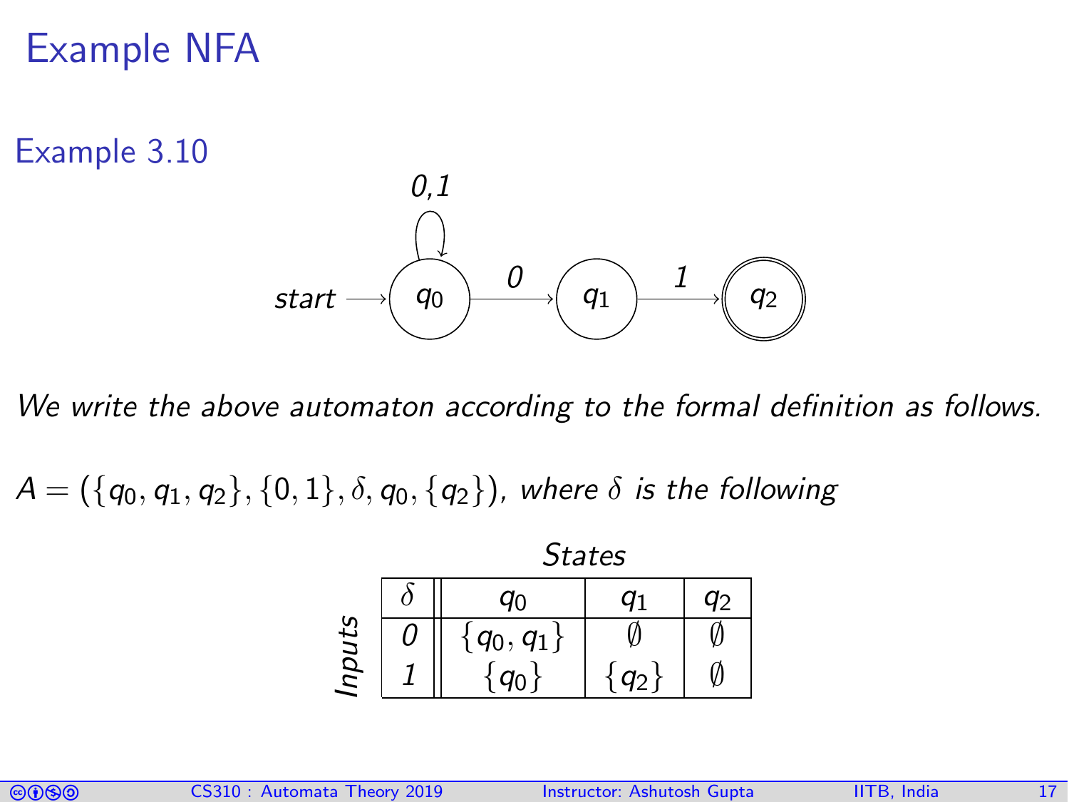# Example NFA

## Example 3.10

*We write the above automaton according to the formal definition as follows.*

$A = (\{q_0, q_1, q_2\}, \{0, 1\}, \delta, q_0, \{q_2\})$, *where* $\delta$ *is the following*

| $\delta$ | $q_0$ | $q_1$ | $q_2$ |
|---|---|---|---|
| *0* | $\{q_0, q_1\}$ | $\emptyset$ | $\emptyset$ |
| *1* | $\{q_0\}$ | $\{q_2\}$ | $\emptyset$ |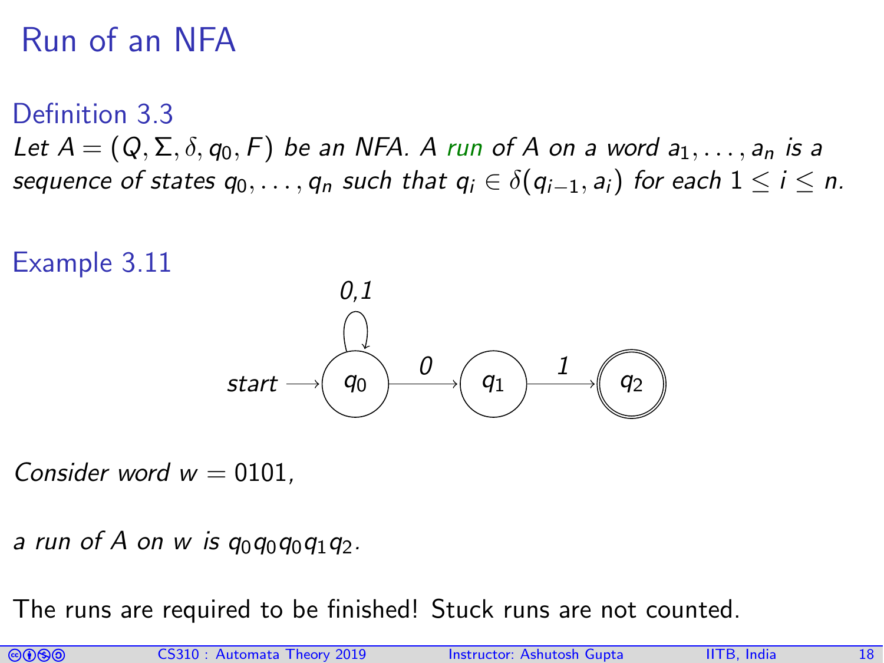# Run of an NFA

### Definition 3.3

*Let $A = (Q, \Sigma, \delta, q_0, F)$ be an NFA. A run of $A$ on a word $a_1, \ldots, a_n$ is a sequence of states $q_0, \ldots, q_n$ such that $q_i \in \delta(q_{i-1}, a_i)$ for each $1 \leq i \leq n$.*

### Example 3.11

*Consider word $w = 0101$,*

*a run of $A$ on $w$ is $q_0q_0q_0q_1q_2$.*

The runs are required to be finished! Stuck runs are not counted.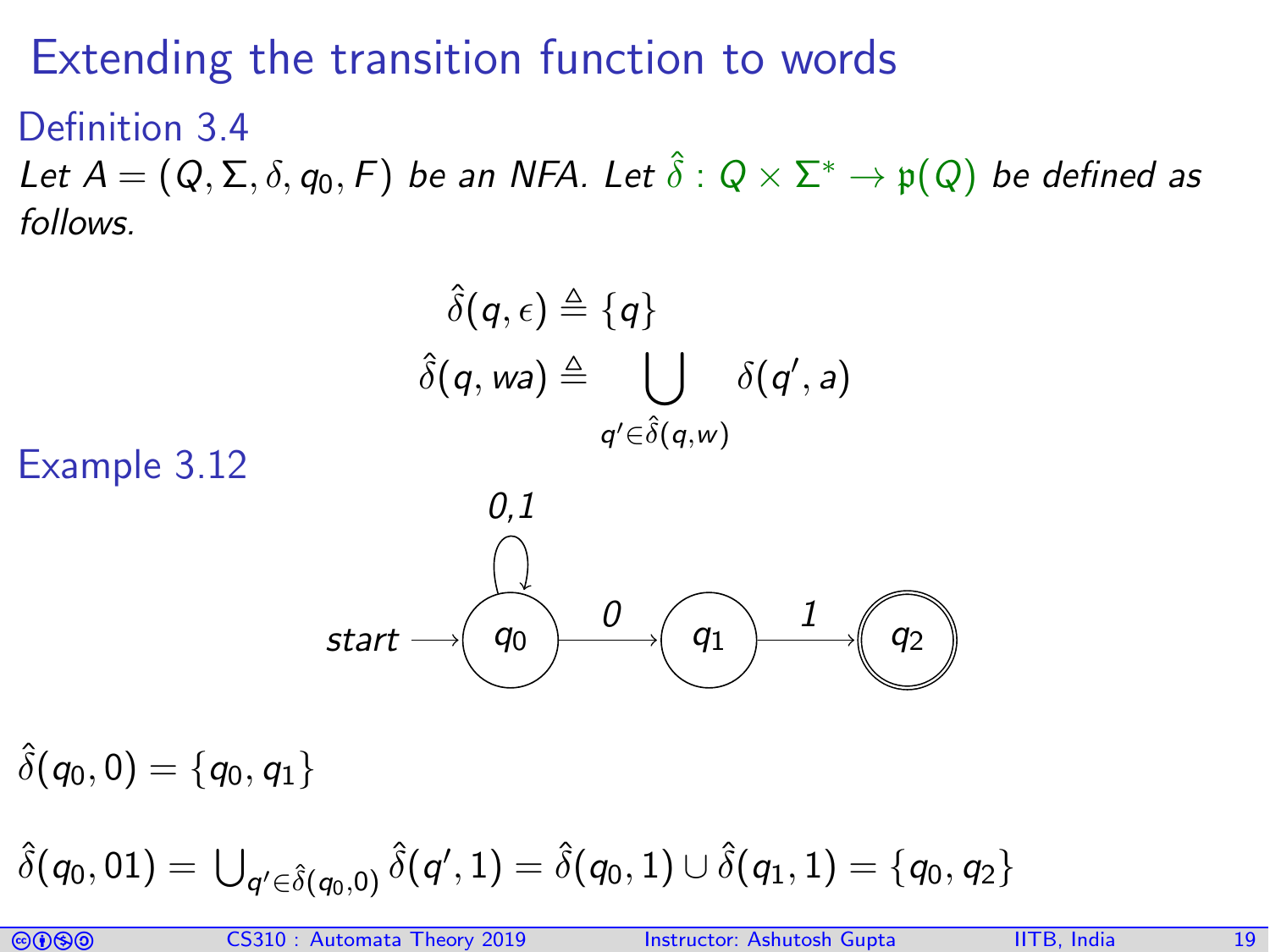# Extending the transition function to words

## Definition 3.4

*Let $A = (Q, \Sigma, \delta, q_0, F)$ be an NFA. Let $\hat{\delta} : Q \times \Sigma^* \rightarrow \mathfrak{p}(Q)$ be defined as follows.*

$$\hat{\delta}(q, \epsilon) \triangleq \{q\}$$

$$\hat{\delta}(q, wa) \triangleq \bigcup_{q' \in \hat{\delta}(q,w)} \delta(q', a)$$

## Example 3.12

start $\longrightarrow q_0$; $q_0$ has a self-loop on 0,1; $q_0 \xrightarrow{0} q_1$; $q_1 \xrightarrow{1} q_2$; $q_2$ is accepting.

$\hat{\delta}(q_0, 0) = \{q_0, q_1\}$

$\hat{\delta}(q_0, 01) = \bigcup_{q' \in \hat{\delta}(q_0,0)} \hat{\delta}(q', 1) = \hat{\delta}(q_0, 1) \cup \hat{\delta}(q_1, 1) = \{q_0, q_2\}$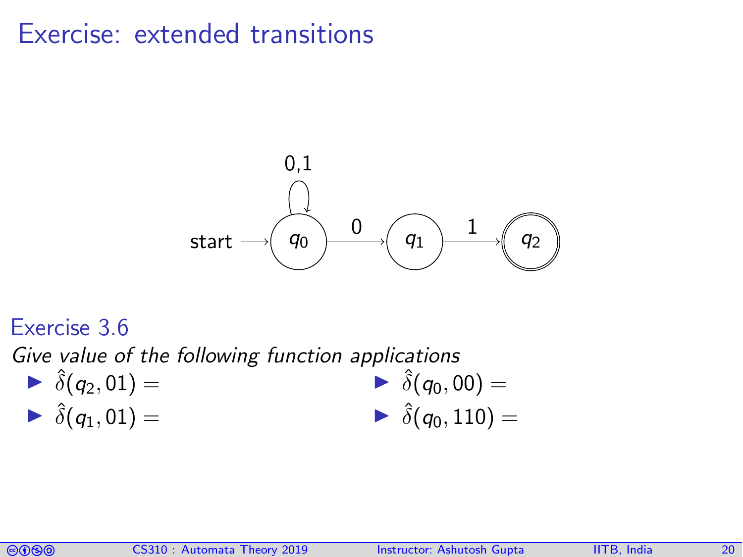# Exercise: extended transitions

start → $q_0$ (self-loop 0,1) —0→ $q_1$ —1→ $q_2$ (accepting)

### Exercise 3.6

*Give value of the following function applications*

- $\hat{\delta}(q_2, 01) =$
- $\hat{\delta}(q_1, 01) =$
- $\hat{\delta}(q_0, 00) =$
- $\hat{\delta}(q_0, 110) =$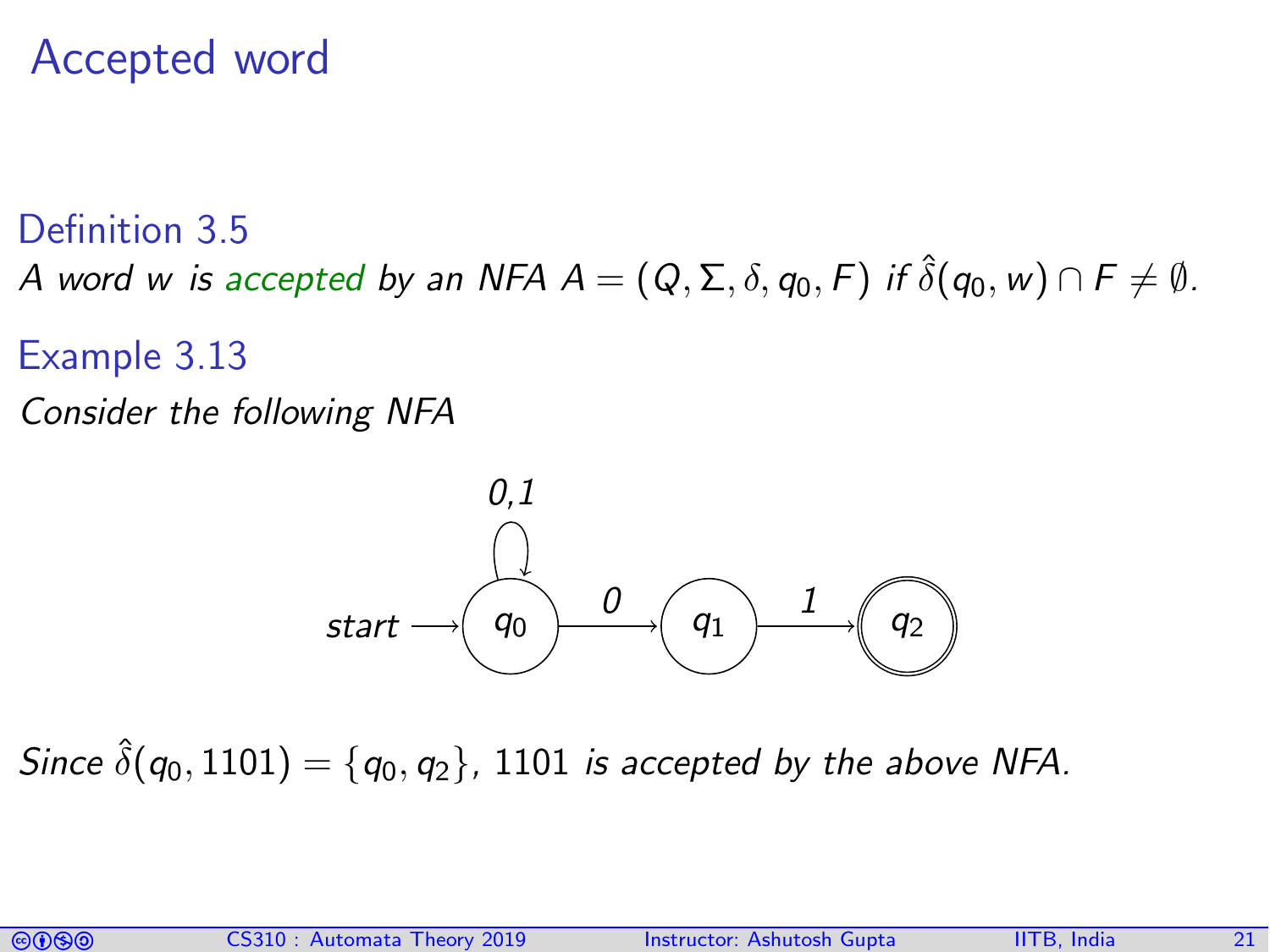# Accepted word

**Definition 3.5**

*A word $w$ is accepted by an NFA $A = (Q, \Sigma, \delta, q_0, F)$ if $\hat{\delta}(q_0, w) \cap F \neq \emptyset$.*

**Example 3.13**

*Consider the following NFA*

start → $q_0$ (self-loop on 0,1) —0→ $q_1$ —1→ $q_2$ (accepting)

*Since $\hat{\delta}(q_0, 1101) = \{q_0, q_2\}$, 1101 is accepted by the above NFA.*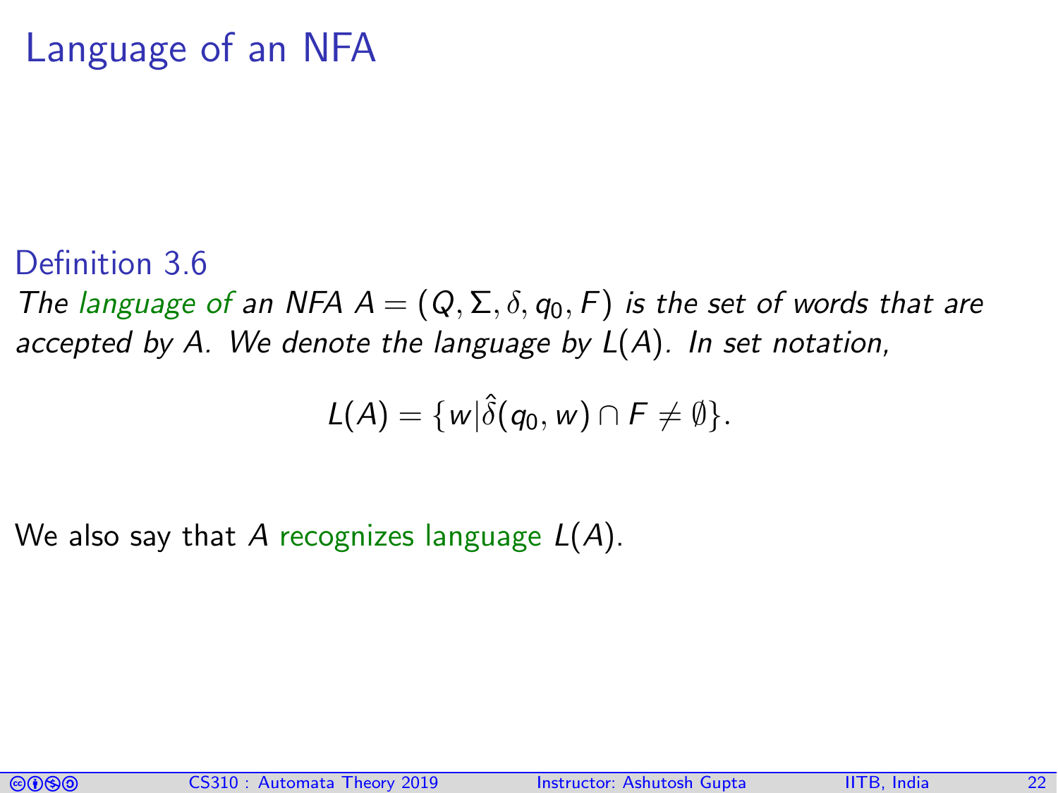# Language of an NFA

### Definition 3.6

*The language of an NFA $A = (Q, \Sigma, \delta, q_0, F)$ is the set of words that are accepted by $A$. We denote the language by $L(A)$. In set notation,*

$$L(A) = \{w | \hat{\delta}(q_0, w) \cap F \neq \emptyset\}.$$

We also say that $A$ recognizes language $L(A)$.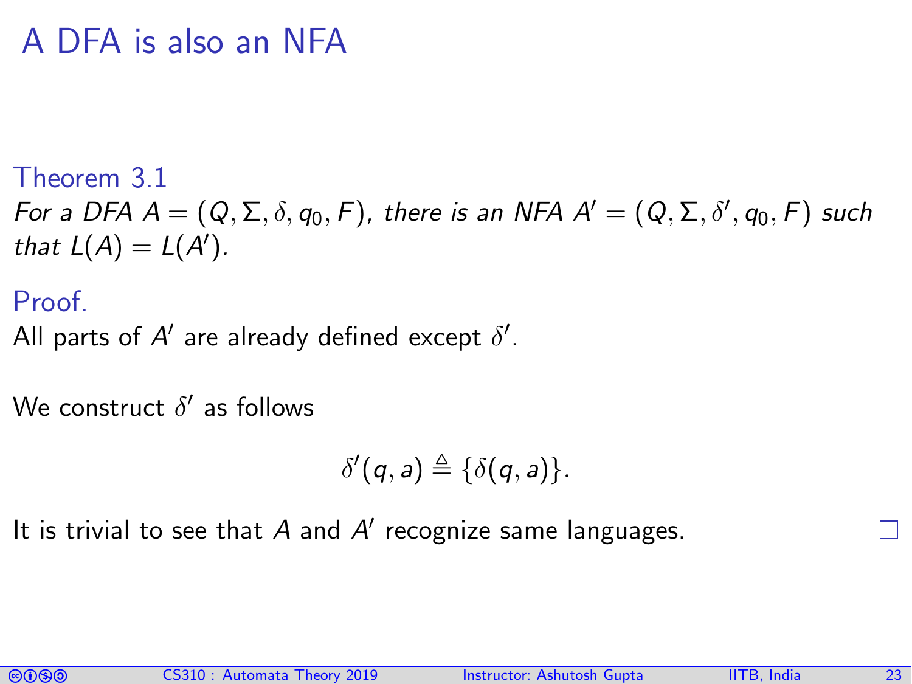# A DFA is also an NFA

**Theorem 3.1**

*For a DFA $A = (Q, \Sigma, \delta, q_0, F)$, there is an NFA $A' = (Q, \Sigma, \delta', q_0, F)$ such that $L(A) = L(A')$.*

**Proof.**

All parts of $A'$ are already defined except $\delta'$.

We construct $\delta'$ as follows

$$\delta'(q, a) \triangleq \{\delta(q, a)\}.$$

It is trivial to see that $A$ and $A'$ recognize same languages. □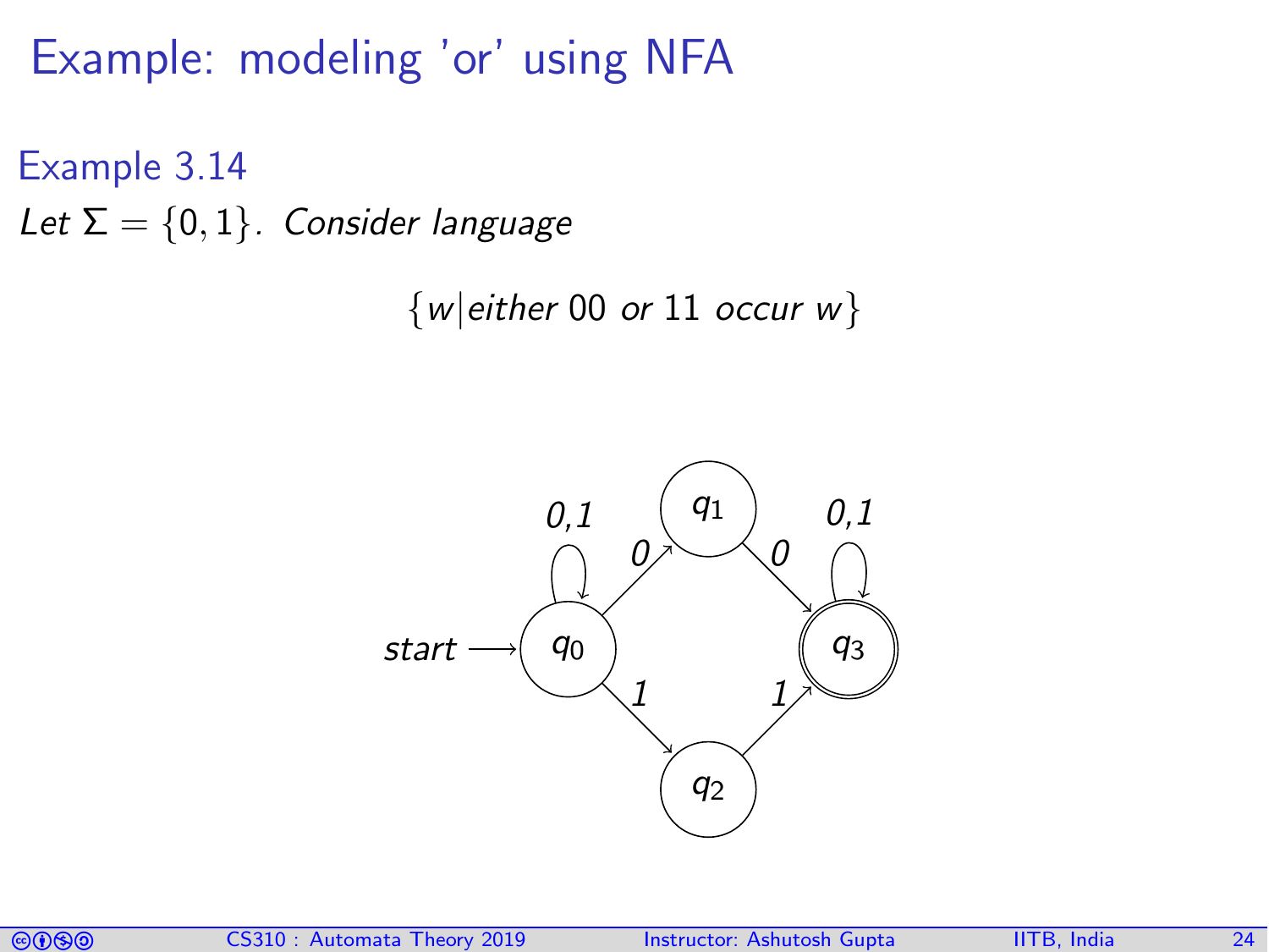# Example: modeling 'or' using NFA

## Example 3.14

*Let* $\Sigma = \{0, 1\}$. *Consider language*

$$\{w | \textit{either } 00 \textit{ or } 11 \textit{ occur } w\}$$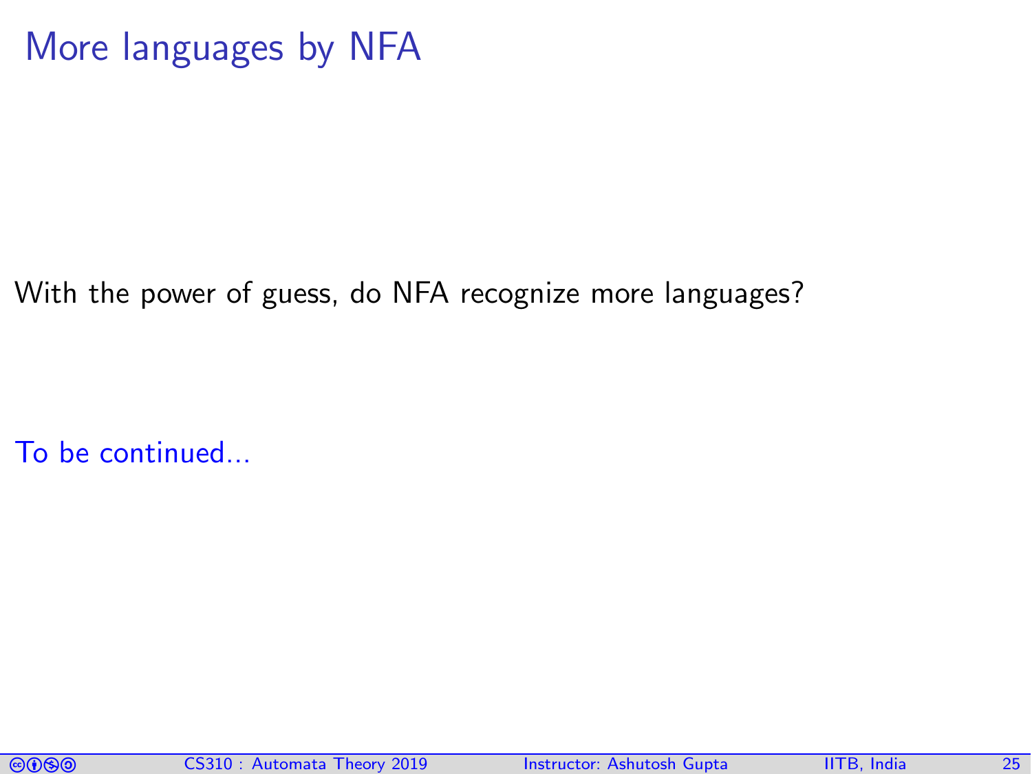# More languages by NFA

With the power of guess, do NFA recognize more languages?

To be continued...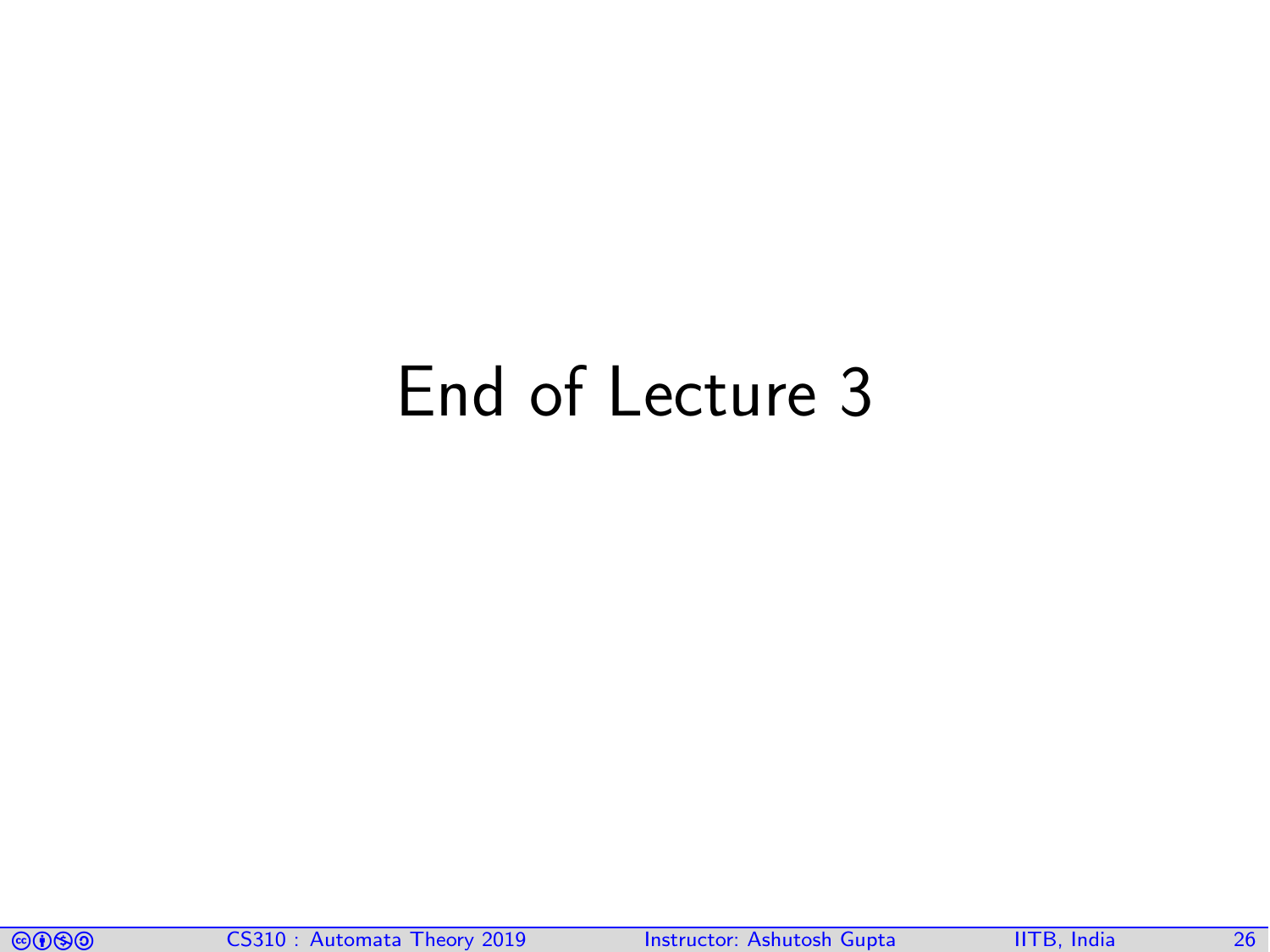# End of Lecture 3